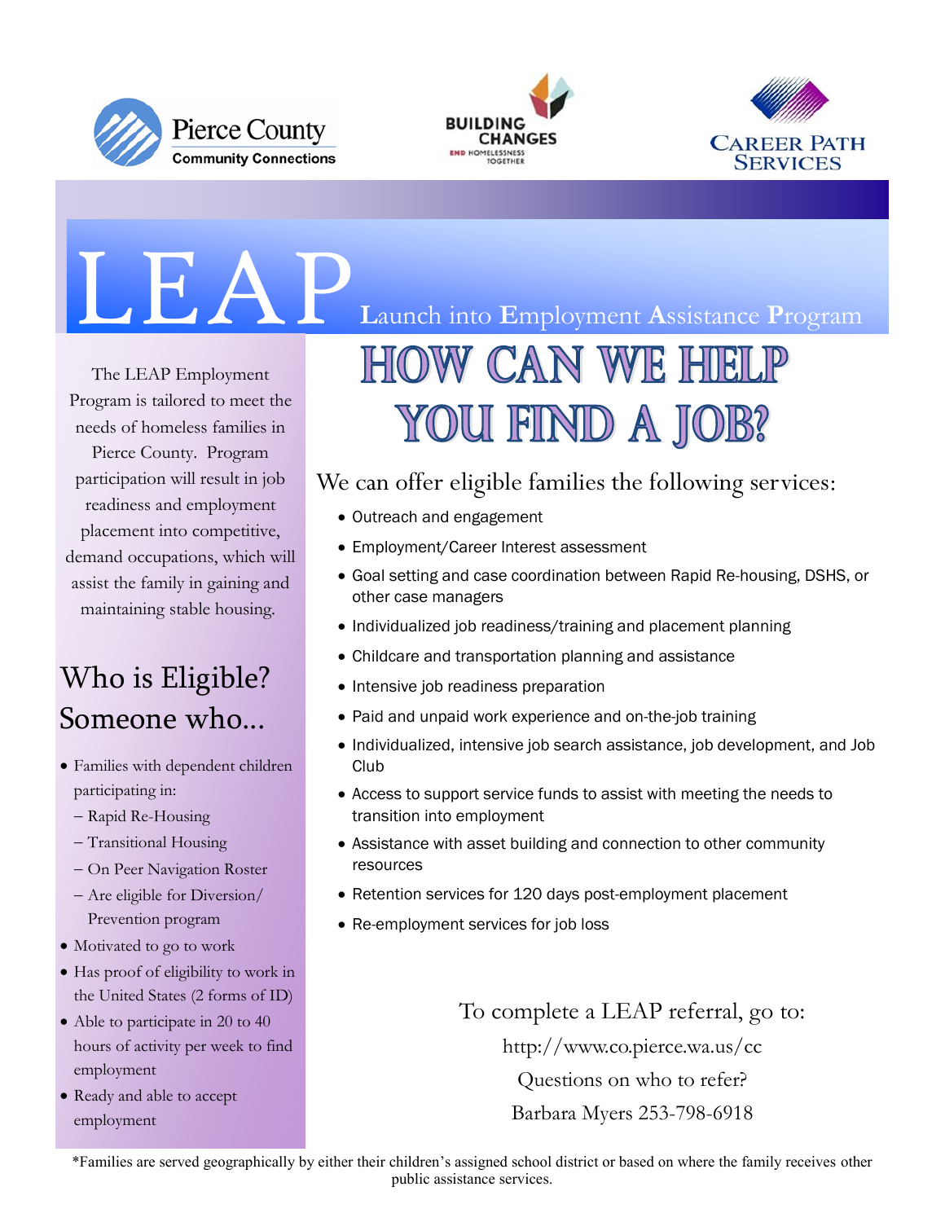Pierce County Community Connections

BUILDING CHANGES END HOMELESSNESS TOGETHER

CAREER PATH SERVICES

# LEAP Launch into Employment Assistance Program

The LEAP Employment Program is tailored to meet the needs of homeless families in Pierce County. Program participation will result in job readiness and employment placement into competitive, demand occupations, which will assist the family in gaining and maintaining stable housing.

## Who is Eligible? Someone who...

- Families with dependent children participating in:
  - Rapid Re-Housing
  - Transitional Housing
  - On Peer Navigation Roster
  - Are eligible for Diversion/ Prevention program
- Motivated to go to work
- Has proof of eligibility to work in the United States (2 forms of ID)
- Able to participate in 20 to 40 hours of activity per week to find employment
- Ready and able to accept employment

## HOW CAN WE HELP YOU FIND A JOB?

We can offer eligible families the following services:

- Outreach and engagement
- Employment/Career Interest assessment
- Goal setting and case coordination between Rapid Re-housing, DSHS, or other case managers
- Individualized job readiness/training and placement planning
- Childcare and transportation planning and assistance
- Intensive job readiness preparation
- Paid and unpaid work experience and on-the-job training
- Individualized, intensive job search assistance, job development, and Job Club
- Access to support service funds to assist with meeting the needs to transition into employment
- Assistance with asset building and connection to other community resources
- Retention services for 120 days post-employment placement
- Re-employment services for job loss

To complete a LEAP referral, go to:

http://www.co.pierce.wa.us/cc

Questions on who to refer?

Barbara Myers 253-798-6918

*Families are served geographically by either their children's assigned school district or based on where the family receives other public assistance services.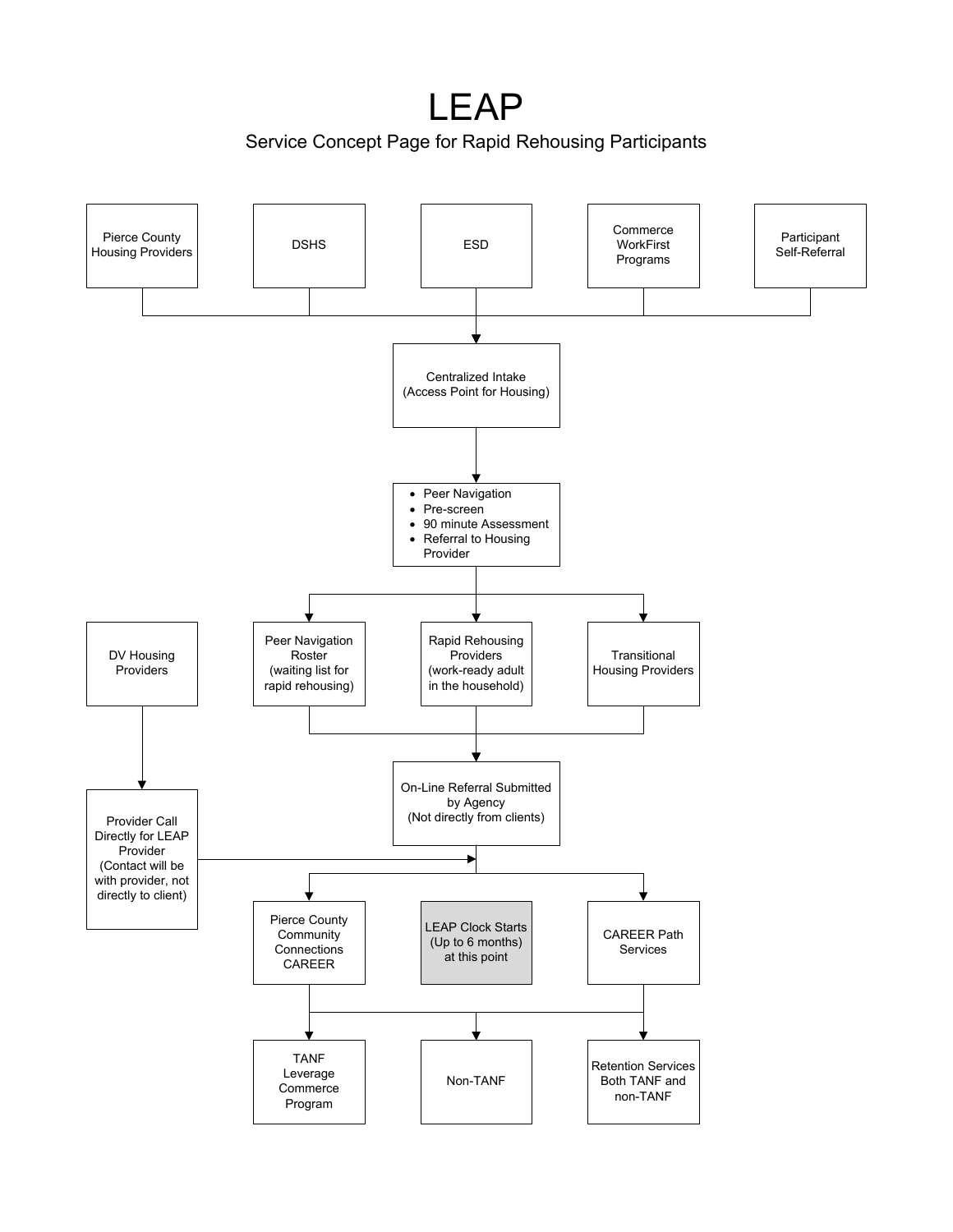# LEAP

## Service Concept Page for Rapid Rehousing Participants

Pierce County Housing Providers

DSHS

ESD

Commerce WorkFirst Programs

Participant Self-Referral

Centralized Intake (Access Point for Housing)

- Peer Navigation
- Pre-screen
- 90 minute Assessment
- Referral to Housing Provider

DV Housing Providers

Peer Navigation Roster (waiting list for rapid rehousing)

Rapid Rehousing Providers (work-ready adult in the household)

Transitional Housing Providers

Provider Call Directly for LEAP Provider (Contact will be with provider, not directly to client)

On-Line Referral Submitted by Agency (Not directly from clients)

Pierce County Community Connections CAREER

LEAP Clock Starts (Up to 6 months) at this point

CAREER Path Services

TANF Leverage Commerce Program

Non-TANF

Retention Services Both TANF and non-TANF